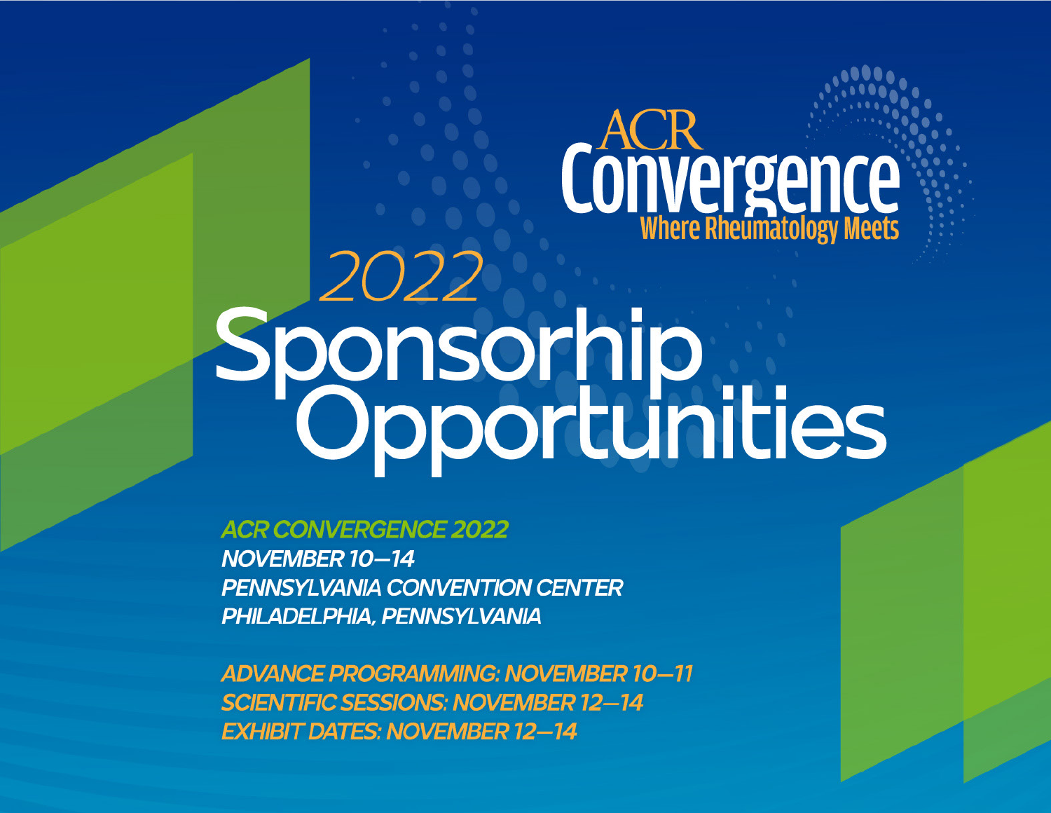ACR Convergence

Where Rheumatology Meets

# 2022 Sponsorhip Opportunities

**ACR CONVERGENCE 2022**

**NOVEMBER 10—14**

**PENNSYLVANIA CONVENTION CENTER**

**PHILADELPHIA, PENNSYLVANIA**

**ADVANCE PROGRAMMING: NOVEMBER 10—11**

**SCIENTIFIC SESSIONS: NOVEMBER 12—14**

**EXHIBIT DATES: NOVEMBER 12—14**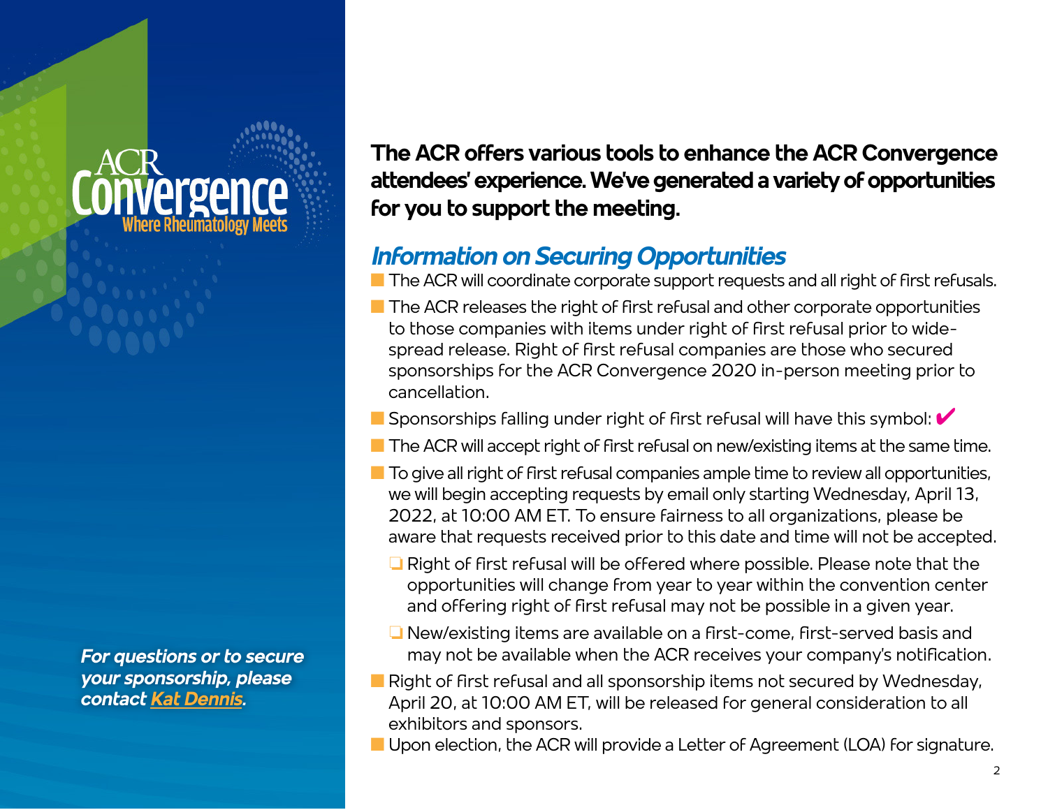ACR Convergence
Where Rheumatology Meets

*For questions or to secure your sponsorship, please contact Kat Dennis.*

**The ACR offers various tools to enhance the ACR Convergence attendees' experience. We've generated a variety of opportunities for you to support the meeting.**

## Information on Securing Opportunities

- The ACR will coordinate corporate support requests and all right of first refusals.
- The ACR releases the right of first refusal and other corporate opportunities to those companies with items under right of first refusal prior to wide-spread release. Right of first refusal companies are those who secured sponsorships for the ACR Convergence 2020 in-person meeting prior to cancellation.
- Sponsorships falling under right of first refusal will have this symbol: ✔
- The ACR will accept right of first refusal on new/existing items at the same time.
- To give all right of first refusal companies ample time to review all opportunities, we will begin accepting requests by email only starting Wednesday, April 13, 2022, at 10:00 AM ET. To ensure fairness to all organizations, please be aware that requests received prior to this date and time will not be accepted.
    - Right of first refusal will be offered where possible. Please note that the opportunities will change from year to year within the convention center and offering right of first refusal may not be possible in a given year.
    - New/existing items are available on a first-come, first-served basis and may not be available when the ACR receives your company's notification.
- Right of first refusal and all sponsorship items not secured by Wednesday, April 20, at 10:00 AM ET, will be released for general consideration to all exhibitors and sponsors.
- Upon election, the ACR will provide a Letter of Agreement (LOA) for signature.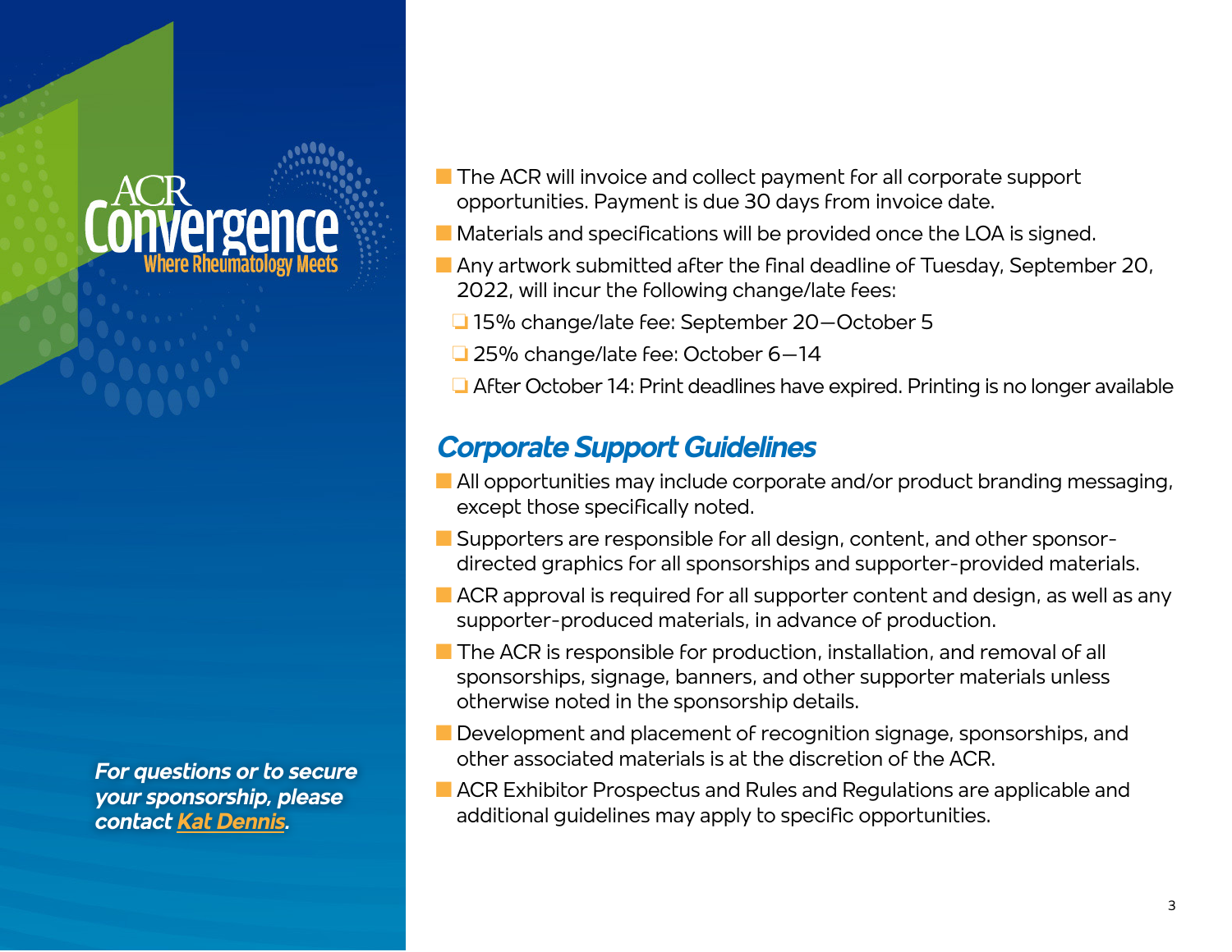ACR Convergence
Where Rheumatology Meets

- The ACR will invoice and collect payment for all corporate support opportunities. Payment is due 30 days from invoice date.
- Materials and specifications will be provided once the LOA is signed.
- Any artwork submitted after the final deadline of Tuesday, September 20, 2022, will incur the following change/late fees:
  - 15% change/late fee: September 20—October 5
  - 25% change/late fee: October 6—14
  - After October 14: Print deadlines have expired. Printing is no longer available

## *Corporate Support Guidelines*

- All opportunities may include corporate and/or product branding messaging, except those specifically noted.
- Supporters are responsible for all design, content, and other sponsor-directed graphics for all sponsorships and supporter-provided materials.
- ACR approval is required for all supporter content and design, as well as any supporter-produced materials, in advance of production.
- The ACR is responsible for production, installation, and removal of all sponsorships, signage, banners, and other supporter materials unless otherwise noted in the sponsorship details.
- Development and placement of recognition signage, sponsorships, and other associated materials is at the discretion of the ACR.
- ACR Exhibitor Prospectus and Rules and Regulations are applicable and additional guidelines may apply to specific opportunities.

***For questions or to secure your sponsorship, please contact Kat Dennis.***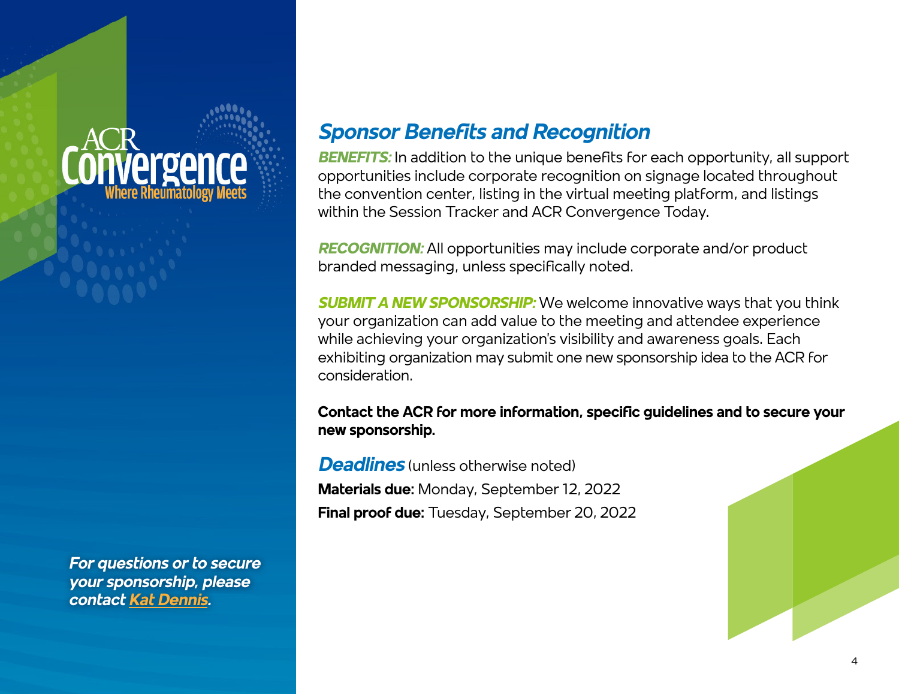ACR Convergence
Where Rheumatology Meets

*For questions or to secure your sponsorship, please contact Kat Dennis.*

## Sponsor Benefits and Recognition

***BENEFITS:*** In addition to the unique benefits for each opportunity, all support opportunities include corporate recognition on signage located throughout the convention center, listing in the virtual meeting platform, and listings within the Session Tracker and ACR Convergence Today.

***RECOGNITION:*** All opportunities may include corporate and/or product branded messaging, unless specifically noted.

***SUBMIT A NEW SPONSORSHIP:*** We welcome innovative ways that you think your organization can add value to the meeting and attendee experience while achieving your organization's visibility and awareness goals. Each exhibiting organization may submit one new sponsorship idea to the ACR for consideration.

**Contact the ACR for more information, specific guidelines and to secure your new sponsorship.**

## *Deadlines* (unless otherwise noted)

**Materials due:** Monday, September 12, 2022

**Final proof due:** Tuesday, September 20, 2022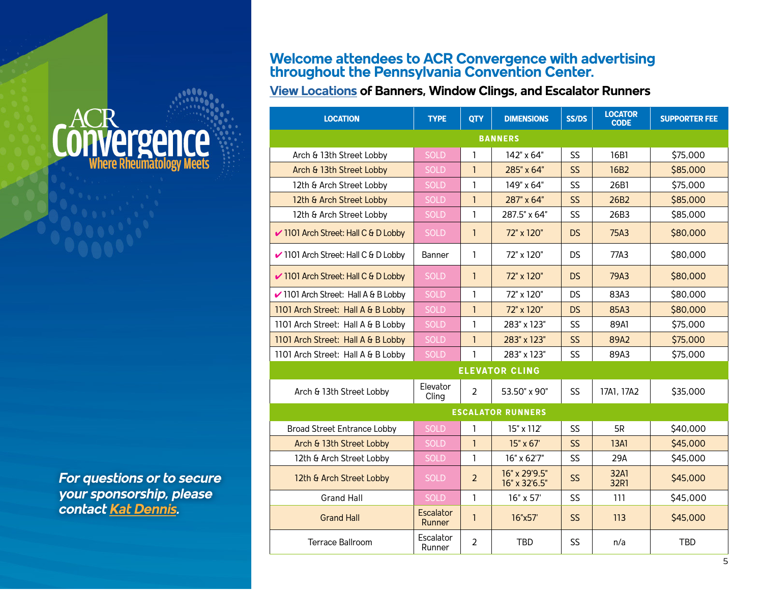# Welcome attendees to ACR Convergence with advertising throughout the Pennsylvania Convention Center.

**View Locations of Banners, Window Clings, and Escalator Runners**

| LOCATION | TYPE | QTY | DIMENSIONS | SS/DS | LOCATOR CODE | SUPPORTER FEE |
|---|---|---|---|---|---|---|
| **BANNERS** | | | | | | |
| Arch & 13th Street Lobby | SOLD | 1 | 142" x 64" | SS | 16B1 | $75,000 |
| Arch & 13th Street Lobby | SOLD | 1 | 285" x 64" | SS | 16B2 | $85,000 |
| 12th & Arch Street Lobby | SOLD | 1 | 149" x 64" | SS | 26B1 | $75,000 |
| 12th & Arch Street Lobby | SOLD | 1 | 287" x 64" | SS | 26B2 | $85,000 |
| 12th & Arch Street Lobby | SOLD | 1 | 287.5" x 64" | SS | 26B3 | $85,000 |
| ✔ 1101 Arch Street: Hall C & D Lobby | SOLD | 1 | 72" x 120" | DS | 75A3 | $80,000 |
| ✔ 1101 Arch Street: Hall C & D Lobby | Banner | 1 | 72" x 120" | DS | 77A3 | $80,000 |
| ✔ 1101 Arch Street: Hall C & D Lobby | SOLD | 1 | 72" x 120" | DS | 79A3 | $80,000 |
| ✔ 1101 Arch Street: Hall A & B Lobby | SOLD | 1 | 72" x 120" | DS | 83A3 | $80,000 |
| 1101 Arch Street: Hall A & B Lobby | SOLD | 1 | 72" x 120" | DS | 85A3 | $80,000 |
| 1101 Arch Street: Hall A & B Lobby | SOLD | 1 | 283" x 123" | SS | 89A1 | $75,000 |
| 1101 Arch Street: Hall A & B Lobby | SOLD | 1 | 283" x 123" | SS | 89A2 | $75,000 |
| 1101 Arch Street: Hall A & B Lobby | SOLD | 1 | 283" x 123" | SS | 89A3 | $75,000 |
| **ELEVATOR CLING** | | | | | | |
| Arch & 13th Street Lobby | Elevator Cling | 2 | 53.50" x 90" | SS | 17A1, 17A2 | $35,000 |
| **ESCALATOR RUNNERS** | | | | | | |
| Broad Street Entrance Lobby | SOLD | 1 | 15" x 112' | SS | 5R | $40,000 |
| Arch & 13th Street Lobby | SOLD | 1 | 15" x 67' | SS | 13A1 | $45,000 |
| 12th & Arch Street Lobby | SOLD | 1 | 16" x 62'7" | SS | 29A | $45,000 |
| 12th & Arch Street Lobby | SOLD | 2 | 16" x 29'9.5"<br>16" x 32'6.5" | SS | 32A1<br>32R1 | $45,000 |
| Grand Hall | SOLD | 1 | 16" x 57' | SS | 111 | $45,000 |
| Grand Hall | Escalator Runner | 1 | 16"x57' | SS | 113 | $45,000 |
| Terrace Ballroom | Escalator Runner | 2 | TBD | SS | n/a | TBD |

***For questions or to secure your sponsorship, please contact Kat Dennis.***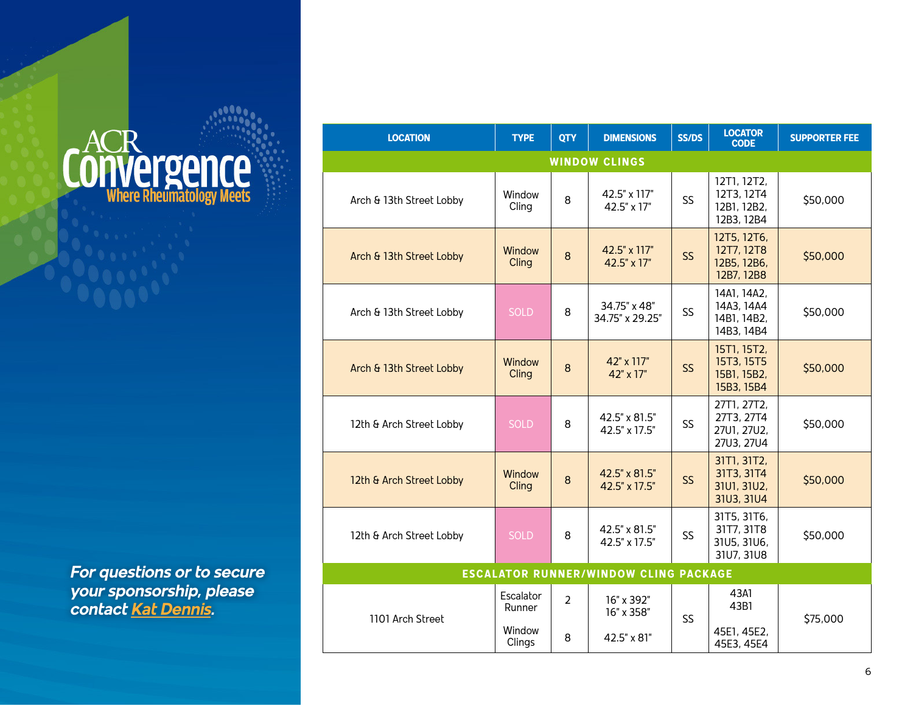ACR Convergence
Where Rheumatology Meets

| LOCATION | TYPE | QTY | DIMENSIONS | SS/DS | LOCATOR CODE | SUPPORTER FEE |
|---|---|---|---|---|---|---|
| **WINDOW CLINGS** | | | | | | |
| Arch & 13th Street Lobby | Window Cling | 8 | 42.5" x 117" 42.5" x 17" | SS | 12T1, 12T2, 12T3, 12T4 12B1, 12B2, 12B3, 12B4 | $50,000 |
| Arch & 13th Street Lobby | Window Cling | 8 | 42.5" x 117" 42.5" x 17" | SS | 12T5, 12T6, 12T7, 12T8 12B5, 12B6, 12B7, 12B8 | $50,000 |
| Arch & 13th Street Lobby | SOLD | 8 | 34.75" x 48" 34.75" x 29.25" | SS | 14A1, 14A2, 14A3, 14A4 14B1, 14B2, 14B3, 14B4 | $50,000 |
| Arch & 13th Street Lobby | Window Cling | 8 | 42" x 117" 42" x 17" | SS | 15T1, 15T2, 15T3, 15T5 15B1, 15B2, 15B3, 15B4 | $50,000 |
| 12th & Arch Street Lobby | SOLD | 8 | 42.5" x 81.5" 42.5" x 17.5" | SS | 27T1, 27T2, 27T3, 27T4 27U1, 27U2, 27U3, 27U4 | $50,000 |
| 12th & Arch Street Lobby | Window Cling | 8 | 42.5" x 81.5" 42.5" x 17.5" | SS | 31T1, 31T2, 31T3, 31T4 31U1, 31U2, 31U3, 31U4 | $50,000 |
| 12th & Arch Street Lobby | SOLD | 8 | 42.5" x 81.5" 42.5" x 17.5" | SS | 31T5, 31T6, 31T7, 31T8 31U5, 31U6, 31U7, 31U8 | $50,000 |
| **ESCALATOR RUNNER/WINDOW CLING PACKAGE** | | | | | | |
| 1101 Arch Street | Escalator Runner<br>Window Clings | 2<br>8 | 16" x 392" 16" x 358"<br>42.5" x 81" | SS | 43A1 43B1<br>45E1, 45E2, 45E3, 45E4 | $75,000 |

***For questions or to secure your sponsorship, please contact Kat Dennis.***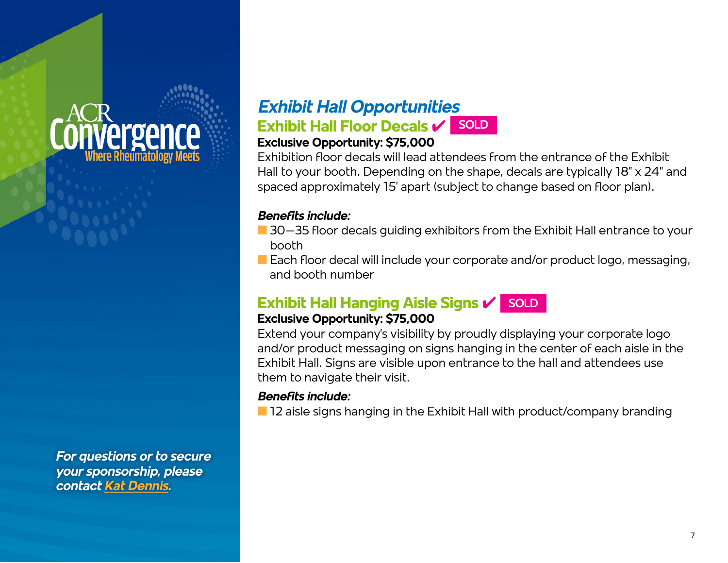## Exhibit Hall Opportunities

### Exhibit Hall Floor Decals ✔ SOLD

**Exclusive Opportunity: $75,000**

Exhibition floor decals will lead attendees from the entrance of the Exhibit Hall to your booth. Depending on the shape, decals are typically 18" x 24" and spaced approximately 15' apart (subject to change based on floor plan).

***Benefits include:***

- 30—35 floor decals guiding exhibitors from the Exhibit Hall entrance to your booth
- Each floor decal will include your corporate and/or product logo, messaging, and booth number

### Exhibit Hall Hanging Aisle Signs ✔ SOLD

**Exclusive Opportunity: $75,000**

Extend your company's visibility by proudly displaying your corporate logo and/or product messaging on signs hanging in the center of each aisle in the Exhibit Hall. Signs are visible upon entrance to the hall and attendees use them to navigate their visit.

***Benefits include:***

- 12 aisle signs hanging in the Exhibit Hall with product/company branding

*For questions or to secure your sponsorship, please contact Kat Dennis.*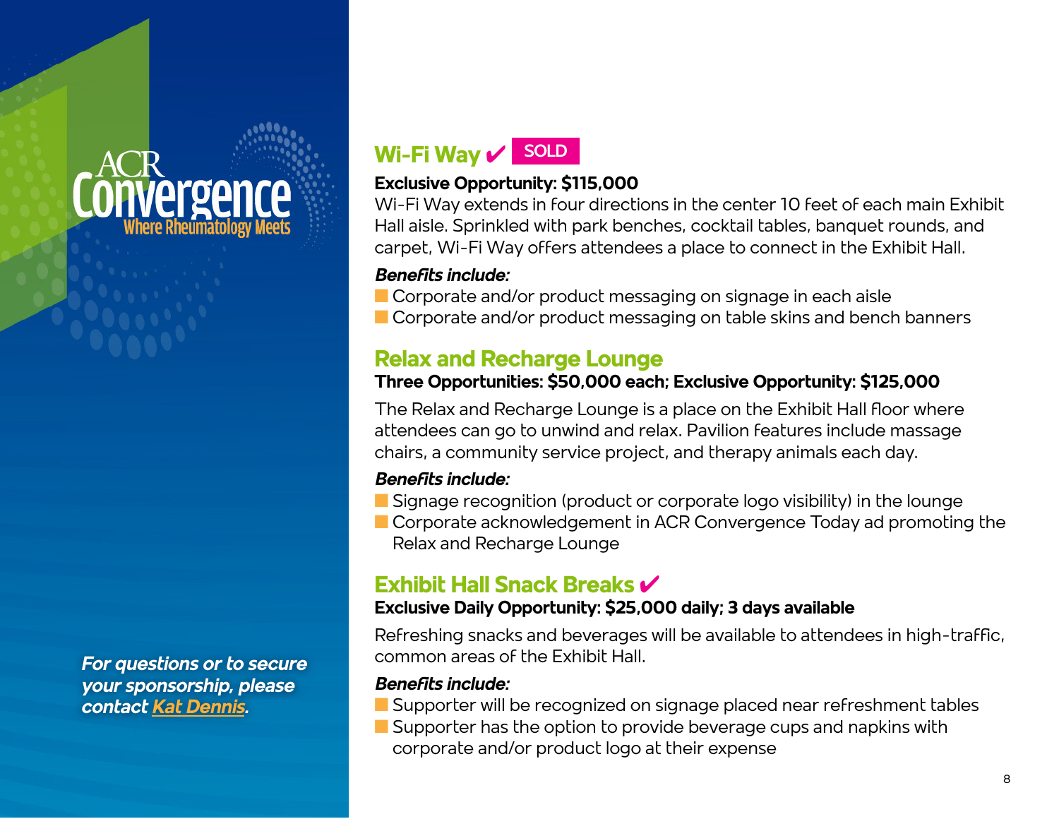ACR Convergence
Where Rheumatology Meets

*For questions or to secure your sponsorship, please contact Kat Dennis.*

## Wi-Fi Way ✔ SOLD

**Exclusive Opportunity: $115,000**

Wi-Fi Way extends in four directions in the center 10 feet of each main Exhibit Hall aisle. Sprinkled with park benches, cocktail tables, banquet rounds, and carpet, Wi-Fi Way offers attendees a place to connect in the Exhibit Hall.

***Benefits include:***

- Corporate and/or product messaging on signage in each aisle
- Corporate and/or product messaging on table skins and bench banners

## Relax and Recharge Lounge

**Three Opportunities: $50,000 each; Exclusive Opportunity: $125,000**

The Relax and Recharge Lounge is a place on the Exhibit Hall floor where attendees can go to unwind and relax. Pavilion features include massage chairs, a community service project, and therapy animals each day.

***Benefits include:***

- Signage recognition (product or corporate logo visibility) in the lounge
- Corporate acknowledgement in ACR Convergence Today ad promoting the Relax and Recharge Lounge

## Exhibit Hall Snack Breaks ✔

**Exclusive Daily Opportunity: $25,000 daily; 3 days available**

Refreshing snacks and beverages will be available to attendees in high-traffic, common areas of the Exhibit Hall.

***Benefits include:***

- Supporter will be recognized on signage placed near refreshment tables
- Supporter has the option to provide beverage cups and napkins with corporate and/or product logo at their expense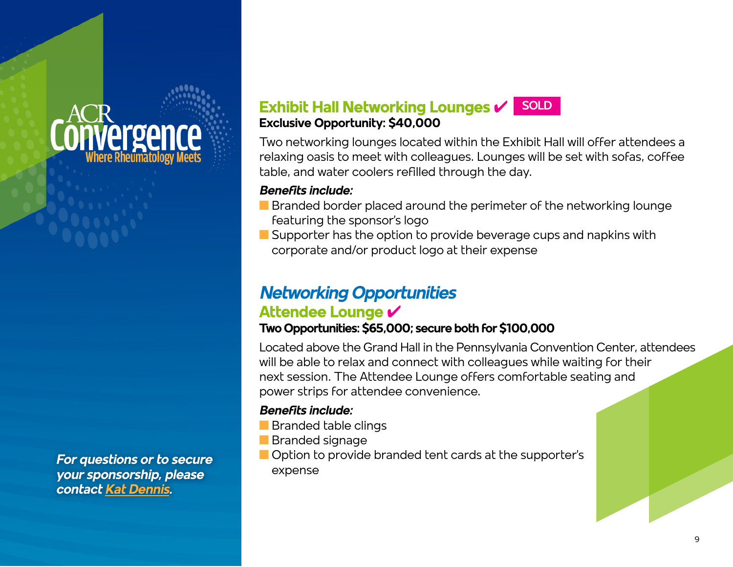ACR Convergence
Where Rheumatology Meets

For questions or to secure your sponsorship, please contact [Kat Dennis](Kat Dennis).

### Exhibit Hall Networking Lounges ✔ SOLD

**Exclusive Opportunity: $40,000**

Two networking lounges located within the Exhibit Hall will offer attendees a relaxing oasis to meet with colleagues. Lounges will be set with sofas, coffee table, and water coolers refilled through the day.

***Benefits include:***

- Branded border placed around the perimeter of the networking lounge featuring the sponsor's logo
- Supporter has the option to provide beverage cups and napkins with corporate and/or product logo at their expense

## *Networking Opportunities*

### Attendee Lounge ✔

**Two Opportunities: $65,000; secure both for $100,000**

Located above the Grand Hall in the Pennsylvania Convention Center, attendees will be able to relax and connect with colleagues while waiting for their next session. The Attendee Lounge offers comfortable seating and power strips for attendee convenience.

***Benefits include:***

- Branded table clings
- Branded signage
- Option to provide branded tent cards at the supporter's expense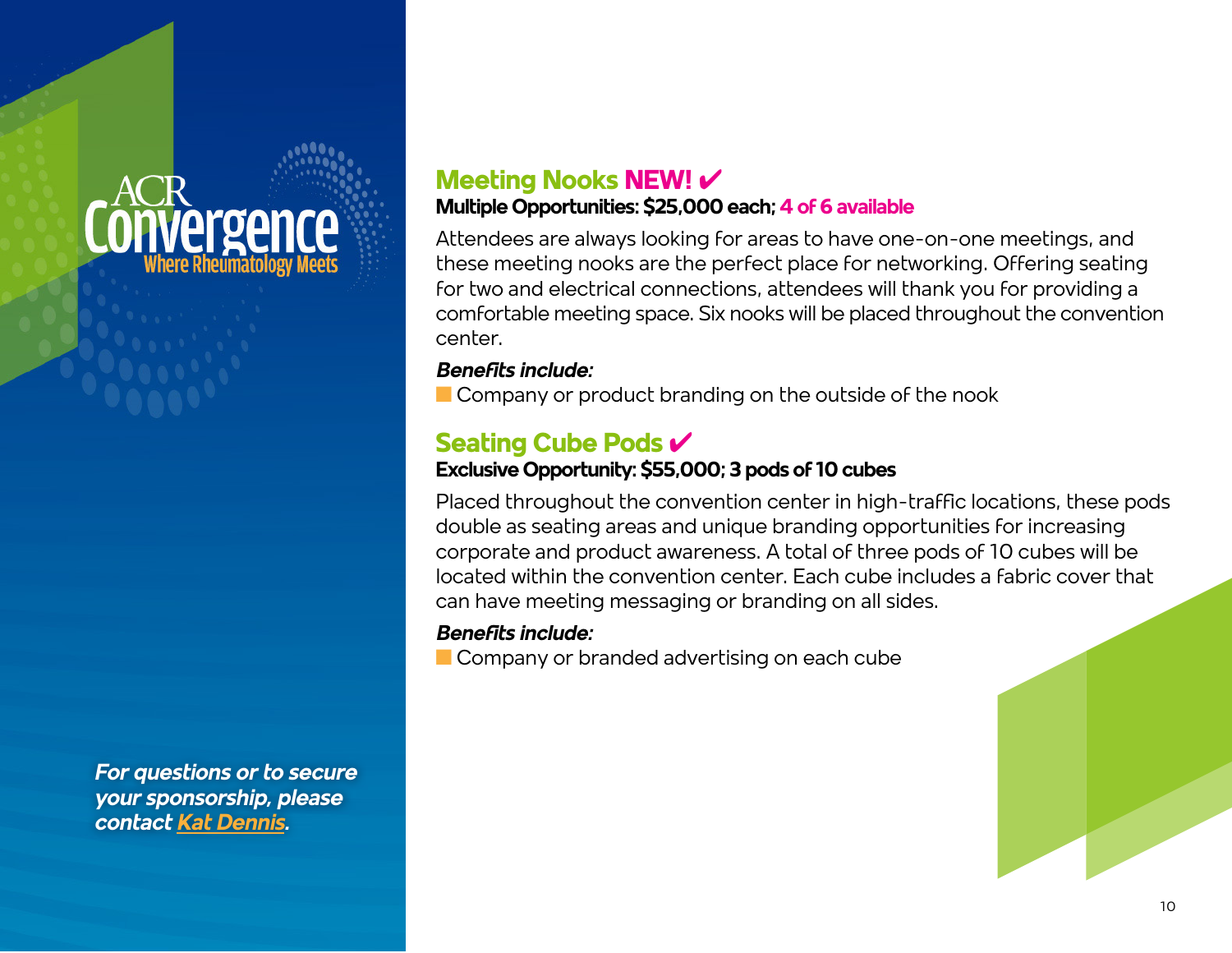For questions or to secure your sponsorship, please contact [Kat Dennis](#).

## Meeting Nooks NEW! ✔

**Multiple Opportunities: $25,000 each; 4 of 6 available**

Attendees are always looking for areas to have one-on-one meetings, and these meeting nooks are the perfect place for networking. Offering seating for two and electrical connections, attendees will thank you for providing a comfortable meeting space. Six nooks will be placed throughout the convention center.

***Benefits include:***

- Company or product branding on the outside of the nook

## Seating Cube Pods ✔

**Exclusive Opportunity: $55,000; 3 pods of 10 cubes**

Placed throughout the convention center in high-traffic locations, these pods double as seating areas and unique branding opportunities for increasing corporate and product awareness. A total of three pods of 10 cubes will be located within the convention center. Each cube includes a fabric cover that can have meeting messaging or branding on all sides.

***Benefits include:***

- Company or branded advertising on each cube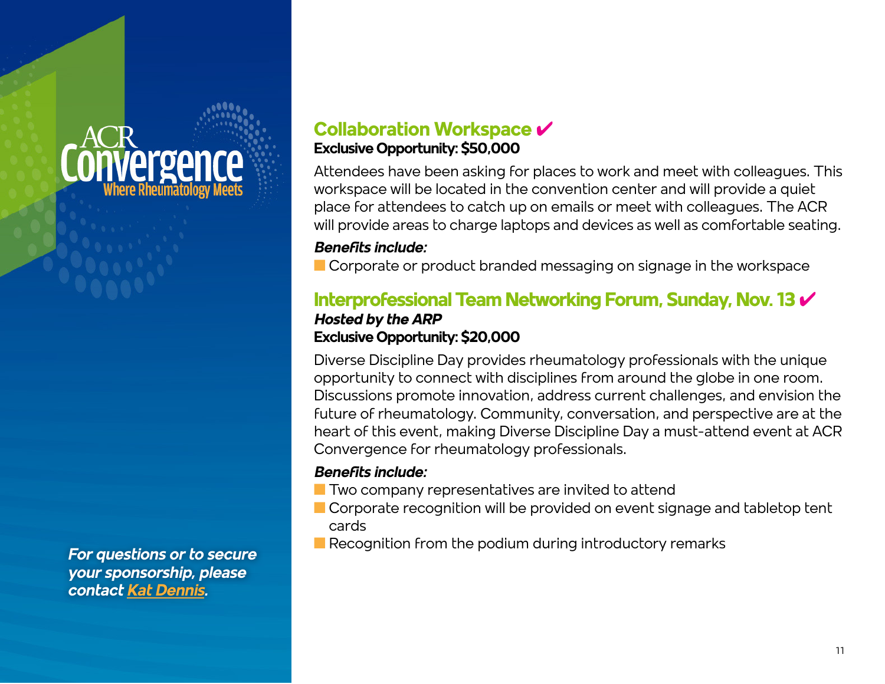ACR Convergence
Where Rheumatology Meets

*For questions or to secure your sponsorship, please contact [Kat Dennis].*

## Collaboration Workspace ✔

**Exclusive Opportunity: $50,000**

Attendees have been asking for places to work and meet with colleagues. This workspace will be located in the convention center and will provide a quiet place for attendees to catch up on emails or meet with colleagues. The ACR will provide areas to charge laptops and devices as well as comfortable seating.

***Benefits include:***

- Corporate or product branded messaging on signage in the workspace

## Interprofessional Team Networking Forum, Sunday, Nov. 13 ✔

***Hosted by the ARP***

**Exclusive Opportunity: $20,000**

Diverse Discipline Day provides rheumatology professionals with the unique opportunity to connect with disciplines from around the globe in one room. Discussions promote innovation, address current challenges, and envision the future of rheumatology. Community, conversation, and perspective are at the heart of this event, making Diverse Discipline Day a must-attend event at ACR Convergence for rheumatology professionals.

***Benefits include:***

- Two company representatives are invited to attend
- Corporate recognition will be provided on event signage and tabletop tent cards
- Recognition from the podium during introductory remarks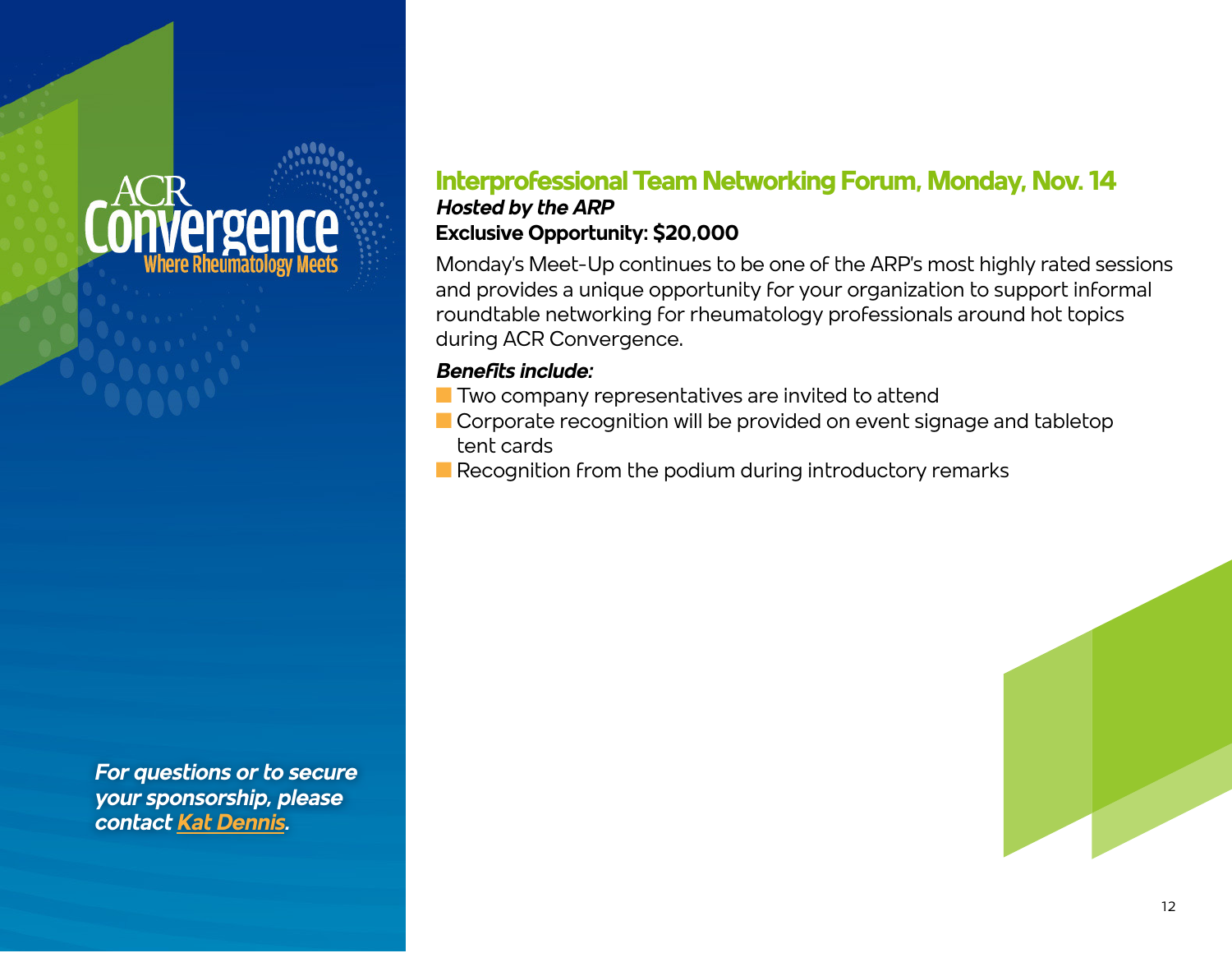ACR Convergence
Where Rheumatology Meets

*For questions or to secure your sponsorship, please contact Kat Dennis.*

## Interprofessional Team Networking Forum, Monday, Nov. 14

***Hosted by the ARP***

**Exclusive Opportunity: $20,000**

Monday's Meet-Up continues to be one of the ARP's most highly rated sessions and provides a unique opportunity for your organization to support informal roundtable networking for rheumatology professionals around hot topics during ACR Convergence.

***Benefits include:***

- Two company representatives are invited to attend
- Corporate recognition will be provided on event signage and tabletop tent cards
- Recognition from the podium during introductory remarks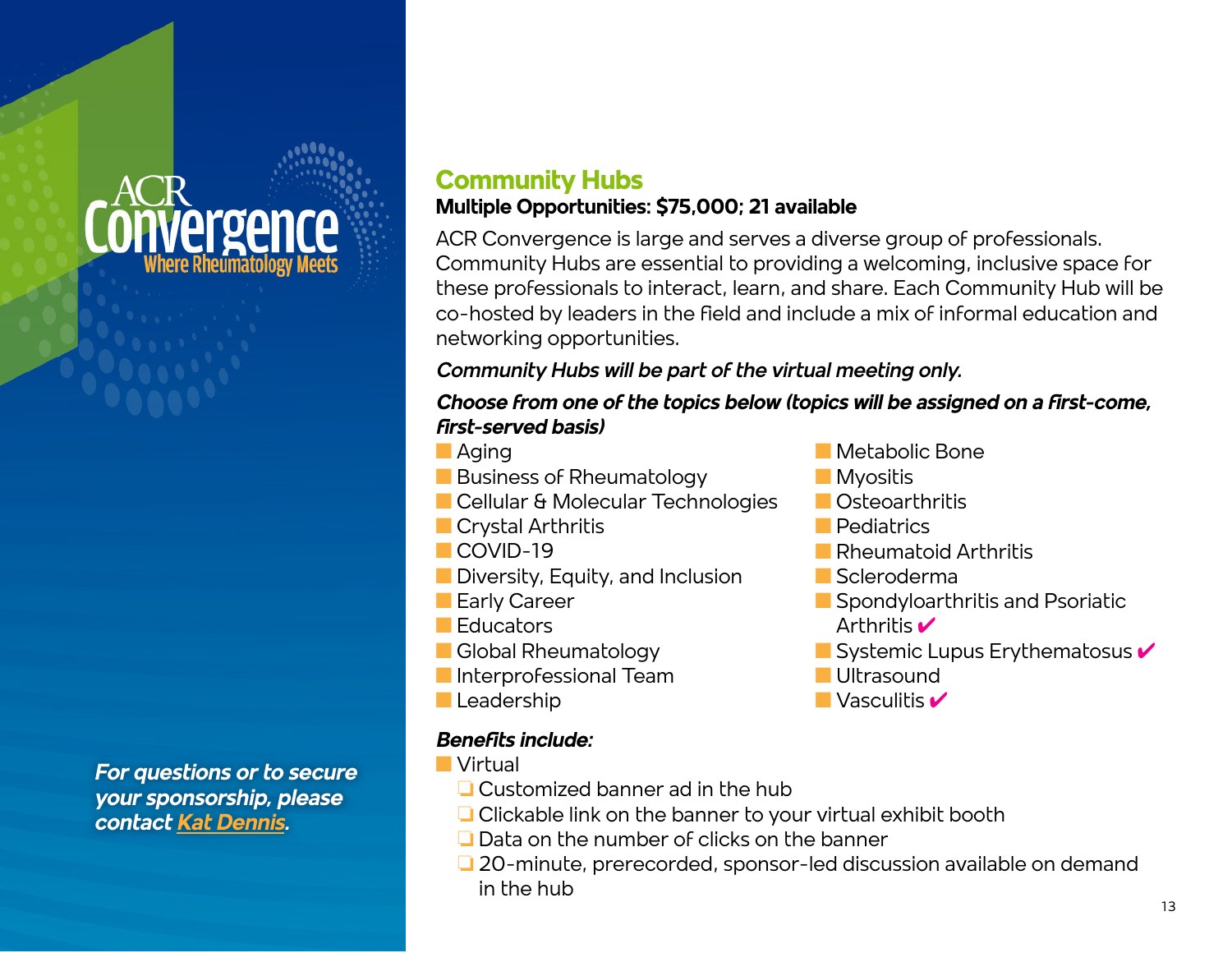ACR Convergence
Where Rheumatology Meets

## Community Hubs

**Multiple Opportunities: $75,000; 21 available**

ACR Convergence is large and serves a diverse group of professionals. Community Hubs are essential to providing a welcoming, inclusive space for these professionals to interact, learn, and share. Each Community Hub will be co-hosted by leaders in the field and include a mix of informal education and networking opportunities.

***Community Hubs will be part of the virtual meeting only.***

***Choose from one of the topics below (topics will be assigned on a first-come, first-served basis)***

- Aging
- Business of Rheumatology
- Cellular & Molecular Technologies
- Crystal Arthritis
- COVID-19
- Diversity, Equity, and Inclusion
- Early Career
- Educators
- Global Rheumatology
- Interprofessional Team
- Leadership
- Metabolic Bone
- Myositis
- Osteoarthritis
- Pediatrics
- Rheumatoid Arthritis
- Scleroderma
- Spondyloarthritis and Psoriatic Arthritis ✔
- Systemic Lupus Erythematosus ✔
- Ultrasound
- Vasculitis ✔

***Benefits include:***

- Virtual
  - Customized banner ad in the hub
  - Clickable link on the banner to your virtual exhibit booth
  - Data on the number of clicks on the banner
  - 20-minute, prerecorded, sponsor-led discussion available on demand in the hub

***For questions or to secure your sponsorship, please contact Kat Dennis.***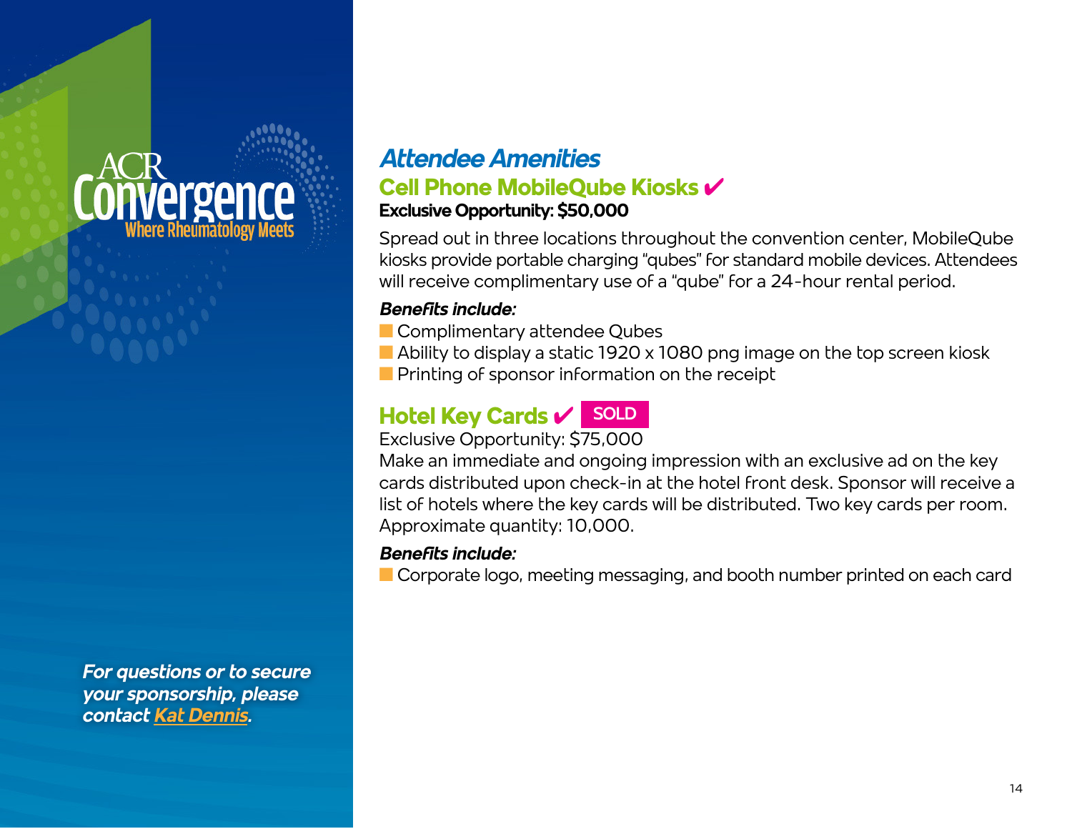ACR Convergence

Where Rheumatology Meets

*For questions or to secure your sponsorship, please contact Kat Dennis.*

## *Attendee Amenities*

### Cell Phone MobileQube Kiosks ✔

**Exclusive Opportunity: $50,000**

Spread out in three locations throughout the convention center, MobileQube kiosks provide portable charging "qubes" for standard mobile devices. Attendees will receive complimentary use of a "qube" for a 24-hour rental period.

***Benefits include:***

- Complimentary attendee Qubes
- Ability to display a static 1920 x 1080 png image on the top screen kiosk
- Printing of sponsor information on the receipt

### Hotel Key Cards ✔ SOLD

Exclusive Opportunity: $75,000

Make an immediate and ongoing impression with an exclusive ad on the key cards distributed upon check-in at the hotel front desk. Sponsor will receive a list of hotels where the key cards will be distributed. Two key cards per room. Approximate quantity: 10,000.

***Benefits include:***

- Corporate logo, meeting messaging, and booth number printed on each card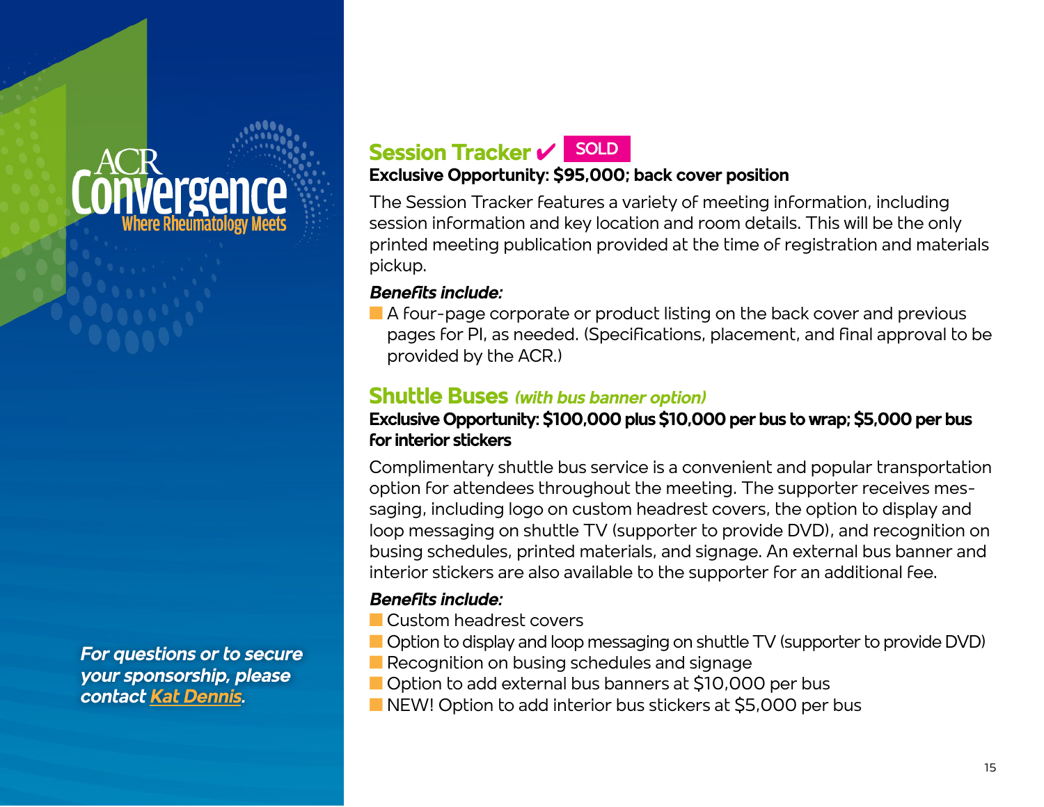ACR Convergence
Where Rheumatology Meets

For questions or to secure your sponsorship, please contact Kat Dennis.

## Session Tracker ✔ SOLD

**Exclusive Opportunity: $95,000; back cover position**

The Session Tracker features a variety of meeting information, including session information and key location and room details. This will be the only printed meeting publication provided at the time of registration and materials pickup.

***Benefits include:***

- A four-page corporate or product listing on the back cover and previous pages for PI, as needed. (Specifications, placement, and final approval to be provided by the ACR.)

## Shuttle Buses *(with bus banner option)*

**Exclusive Opportunity: $100,000 plus $10,000 per bus to wrap; $5,000 per bus for interior stickers**

Complimentary shuttle bus service is a convenient and popular transportation option for attendees throughout the meeting. The supporter receives messaging, including logo on custom headrest covers, the option to display and loop messaging on shuttle TV (supporter to provide DVD), and recognition on busing schedules, printed materials, and signage. An external bus banner and interior stickers are also available to the supporter for an additional fee.

***Benefits include:***

- Custom headrest covers
- Option to display and loop messaging on shuttle TV (supporter to provide DVD)
- Recognition on busing schedules and signage
- Option to add external bus banners at $10,000 per bus
- NEW! Option to add interior bus stickers at $5,000 per bus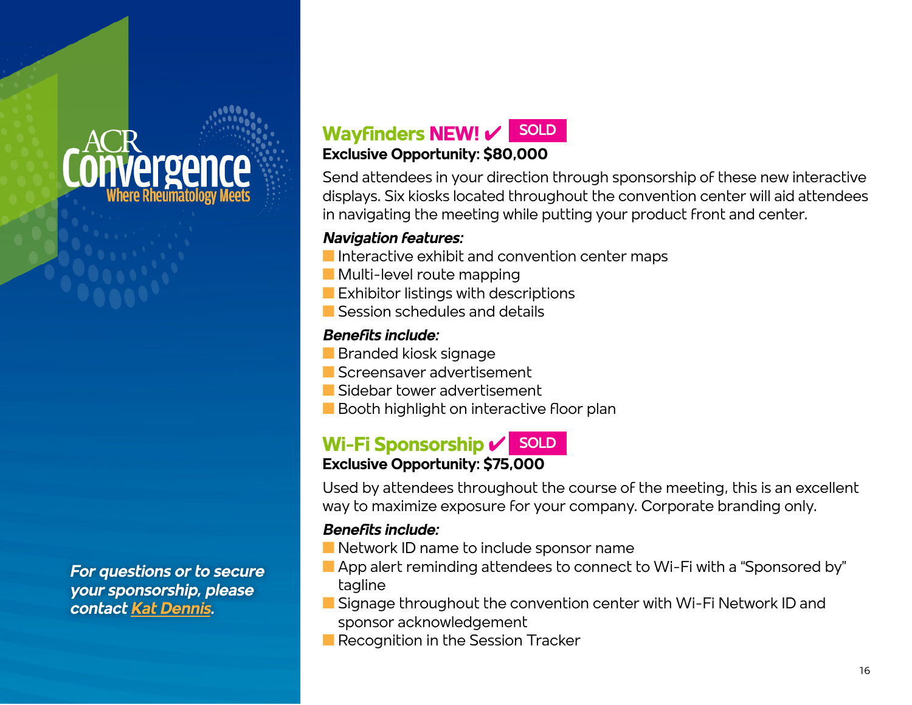ACR Convergence
Where Rheumatology Meets

*For questions or to secure your sponsorship, please contact Kat Dennis.*

## Wayfinders NEW! ✔ SOLD

**Exclusive Opportunity: $80,000**

Send attendees in your direction through sponsorship of these new interactive displays. Six kiosks located throughout the convention center will aid attendees in navigating the meeting while putting your product front and center.

***Navigation features:***

- Interactive exhibit and convention center maps
- Multi-level route mapping
- Exhibitor listings with descriptions
- Session schedules and details

***Benefits include:***

- Branded kiosk signage
- Screensaver advertisement
- Sidebar tower advertisement
- Booth highlight on interactive floor plan

## Wi-Fi Sponsorship ✔ SOLD

**Exclusive Opportunity: $75,000**

Used by attendees throughout the course of the meeting, this is an excellent way to maximize exposure for your company. Corporate branding only.

***Benefits include:***

- Network ID name to include sponsor name
- App alert reminding attendees to connect to Wi-Fi with a "Sponsored by" tagline
- Signage throughout the convention center with Wi-Fi Network ID and sponsor acknowledgement
- Recognition in the Session Tracker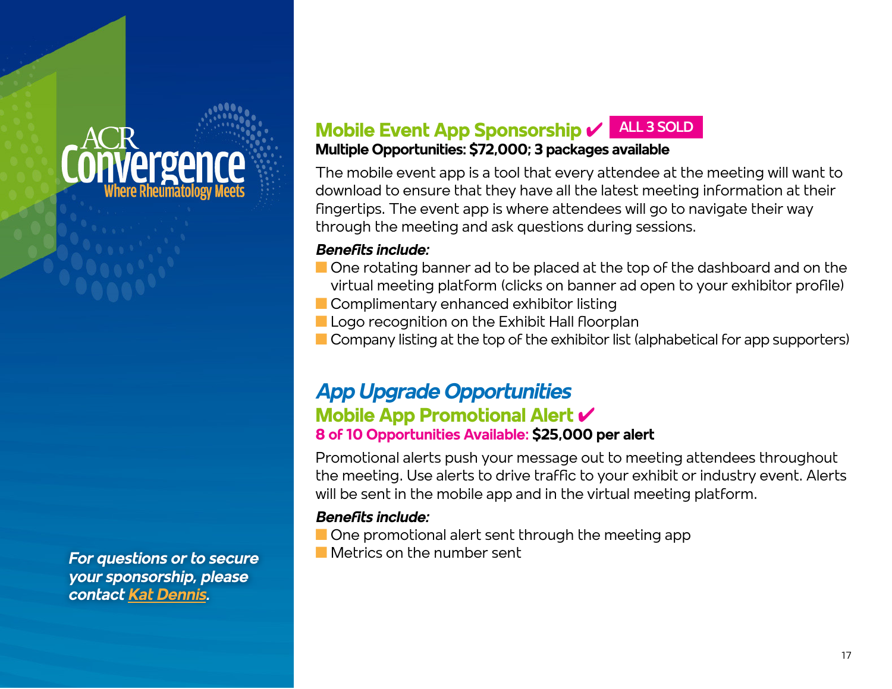ACR Convergence
Where Rheumatology Meets

*For questions or to secure your sponsorship, please contact Kat Dennis.*

## Mobile Event App Sponsorship ✔ ALL 3 SOLD

**Multiple Opportunities: $72,000; 3 packages available**

The mobile event app is a tool that every attendee at the meeting will want to download to ensure that they have all the latest meeting information at their fingertips. The event app is where attendees will go to navigate their way through the meeting and ask questions during sessions.

***Benefits include:***

- One rotating banner ad to be placed at the top of the dashboard and on the virtual meeting platform (clicks on banner ad open to your exhibitor profile)
- Complimentary enhanced exhibitor listing
- Logo recognition on the Exhibit Hall floorplan
- Company listing at the top of the exhibitor list (alphabetical for app supporters)

## *App Upgrade Opportunities*

### Mobile App Promotional Alert ✔

**8 of 10 Opportunities Available: $25,000 per alert**

Promotional alerts push your message out to meeting attendees throughout the meeting. Use alerts to drive traffic to your exhibit or industry event. Alerts will be sent in the mobile app and in the virtual meeting platform.

***Benefits include:***

- One promotional alert sent through the meeting app
- Metrics on the number sent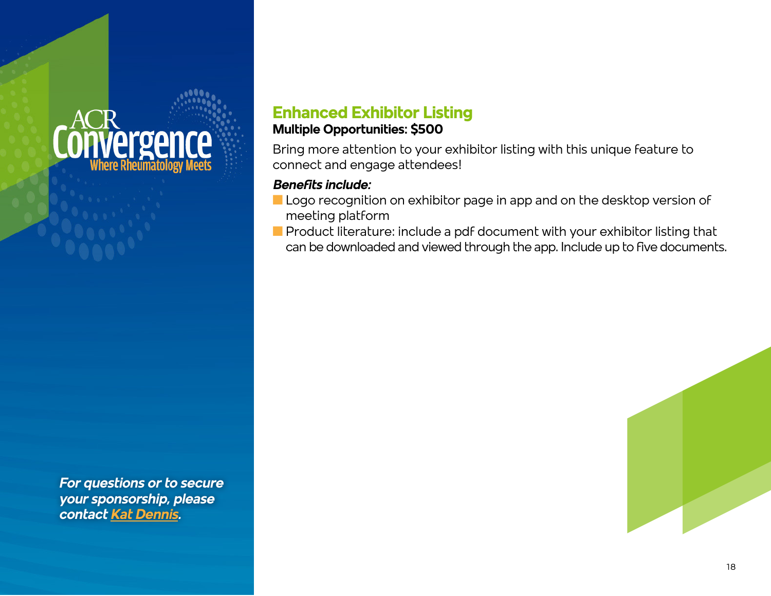ACR Convergence
Where Rheumatology Meets

## Enhanced Exhibitor Listing

**Multiple Opportunities: $500**

Bring more attention to your exhibitor listing with this unique feature to connect and engage attendees!

***Benefits include:***

- Logo recognition on exhibitor page in app and on the desktop version of meeting platform
- Product literature: include a pdf document with your exhibitor listing that can be downloaded and viewed through the app. Include up to five documents.

***For questions or to secure your sponsorship, please contact Kat Dennis.***